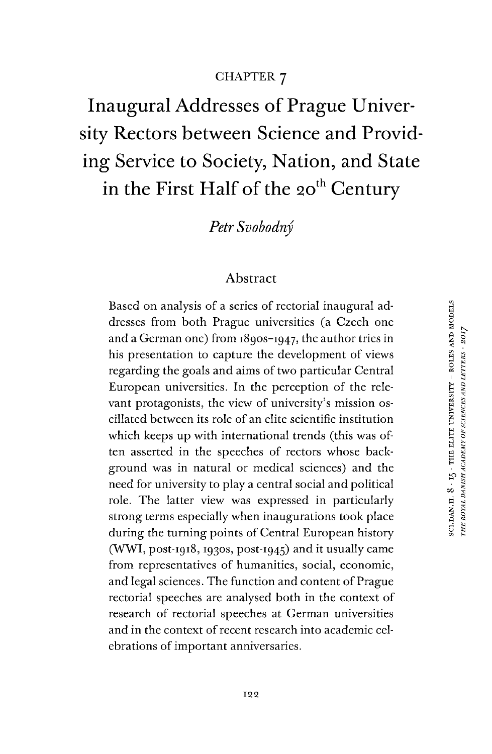CHAPTER 7

# Inaugural Addresses of Prague University Rectors between Science and Providing Service to Society, Nation, and State in the First Half of the 20th Century

*Petr Svobodný*

## Abstract

Based on analysis of a series of rectorial inaugural addresses from both Prague universities (a Czech one and a German one) from 1890s–1947, the author tries in his presentation to capture the development of views regarding the goals and aims of two particular Central European universities. In the perception of the relevant protagonists, the view of university's mission oscillated between its role of an elite scientific institution which keeps up with international trends (this was often asserted in the speeches of rectors whose background was in natural or medical sciences) and the need for university to play a central social and political role. The latter view was expressed in particularly strong terms especially when inaugurations took place during the turning points of Central European history (WWI, post-1918, 1930s, post-1945) and it usually came from representatives of humanities, social, economic, and legal sciences. The function and content of Prague rectorial speeches are analysed both in the context of research of rectorial speeches at German universities and in the context of recent research into academic celebrations of important anniversaries.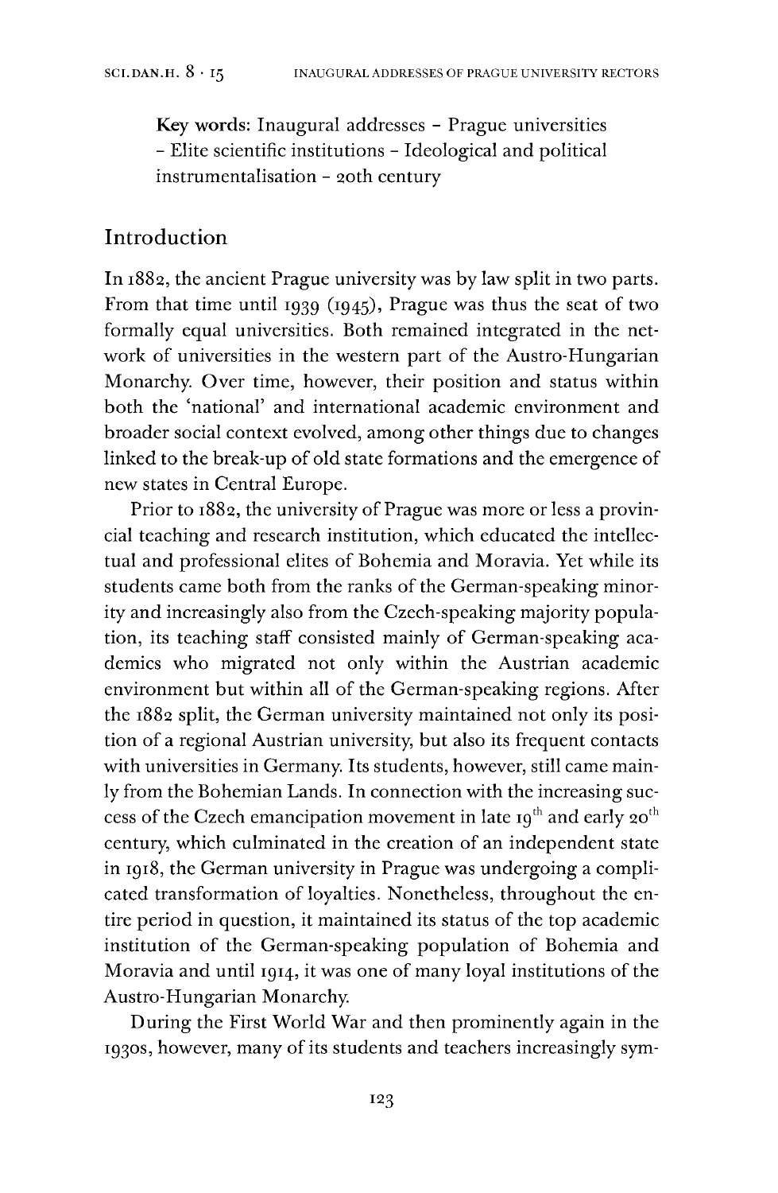**Key words:** Inaugural addresses – Prague universities – Elite scientific institutions – Ideological and political instrumentalisation – 20th century

## Introduction

In 1882, the ancient Prague university was by law split in two parts. From that time until 1939 (1945), Prague was thus the seat of two formally equal universities. Both remained integrated in the network of universities in the western part of the Austro-Hungarian Monarchy. Over time, however, their position and status within both the 'national' and international academic environment and broader social context evolved, among other things due to changes linked to the break-up of old state formations and the emergence of new states in Central Europe.

Prior to 1882, the university of Prague was more or less a provincial teaching and research institution, which educated the intellectual and professional elites of Bohemia and Moravia. Yet while its students came both from the ranks of the German-speaking minority and increasingly also from the Czech-speaking majority population, its teaching staff consisted mainly of German-speaking academics who migrated not only within the Austrian academic environment but within all of the German-speaking regions. After the 1882 split, the German university maintained not only its position of a regional Austrian university, but also its frequent contacts with universities in Germany. Its students, however, still came mainly from the Bohemian Lands. In connection with the increasing success of the Czech emancipation movement in late 19th and early 20th century, which culminated in the creation of an independent state in 1918, the German university in Prague was undergoing a complicated transformation of loyalties. Nonetheless, throughout the entire period in question, it maintained its status of the top academic institution of the German-speaking population of Bohemia and Moravia and until 1914, it was one of many loyal institutions of the Austro-Hungarian Monarchy.

During the First World War and then prominently again in the 1930s, however, many of its students and teachers increasingly sym-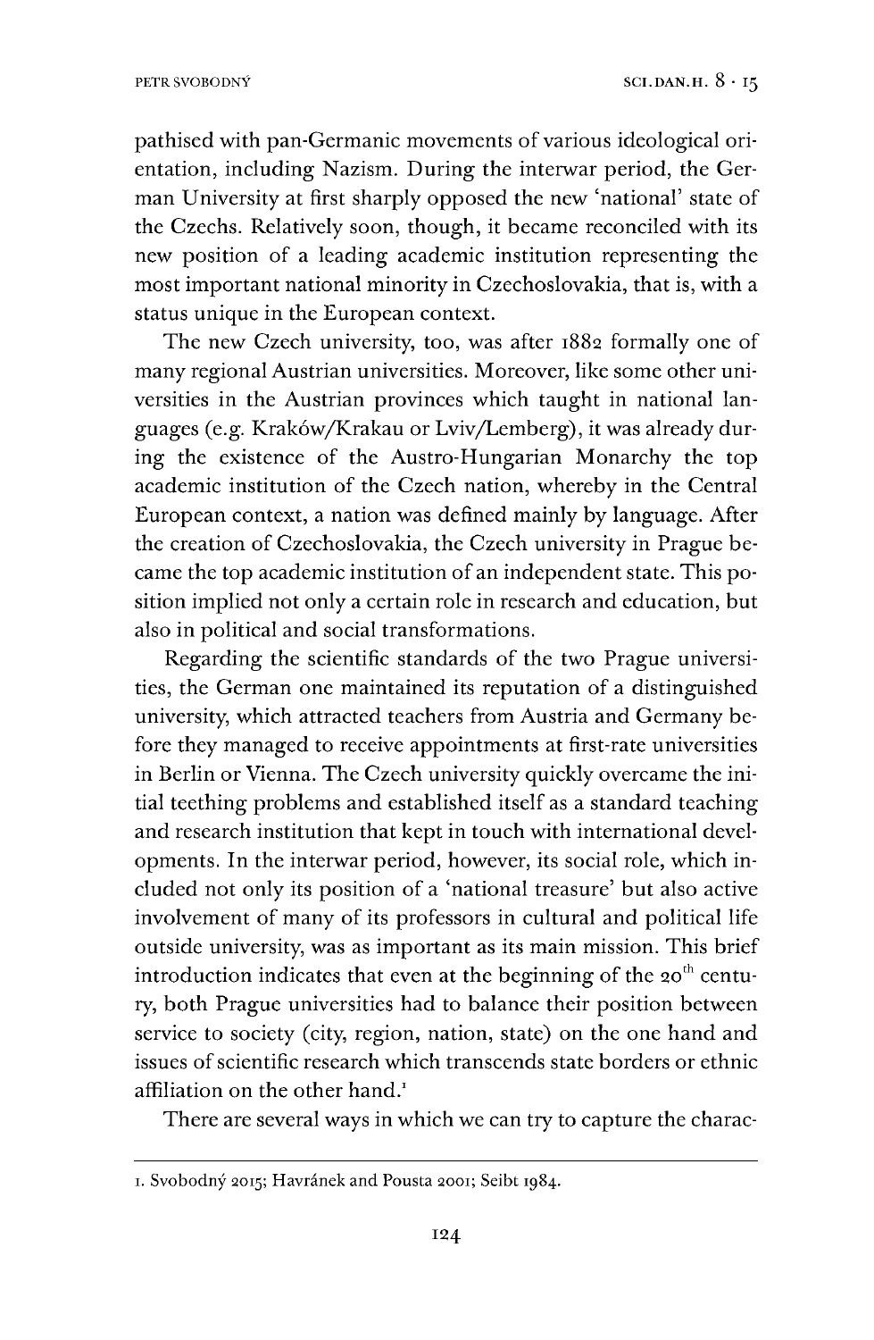pathised with pan-Germanic movements of various ideological orientation, including Nazism. During the interwar period, the German University at first sharply opposed the new 'national' state of the Czechs. Relatively soon, though, it became reconciled with its new position of a leading academic institution representing the most important national minority in Czechoslovakia, that is, with a status unique in the European context.

The new Czech university, too, was after 1882 formally one of many regional Austrian universities. Moreover, like some other universities in the Austrian provinces which taught in national languages (e.g. Kraków/Krakau or Lviv/Lemberg), it was already during the existence of the Austro-Hungarian Monarchy the top academic institution of the Czech nation, whereby in the Central European context, a nation was defined mainly by language. After the creation of Czechoslovakia, the Czech university in Prague became the top academic institution of an independent state. This position implied not only a certain role in research and education, but also in political and social transformations.

Regarding the scientific standards of the two Prague universities, the German one maintained its reputation of a distinguished university, which attracted teachers from Austria and Germany before they managed to receive appointments at first-rate universities in Berlin or Vienna. The Czech university quickly overcame the initial teething problems and established itself as a standard teaching and research institution that kept in touch with international developments. In the interwar period, however, its social role, which included not only its position of a 'national treasure' but also active involvement of many of its professors in cultural and political life outside university, was as important as its main mission. This brief introduction indicates that even at the beginning of the 20th century, both Prague universities had to balance their position between service to society (city, region, nation, state) on the one hand and issues of scientific research which transcends state borders or ethnic affiliation on the other hand.[1]

There are several ways in which we can try to capture the charac-

---

1. Svobodný 2015; Havránek and Pousta 2001; Seibt 1984.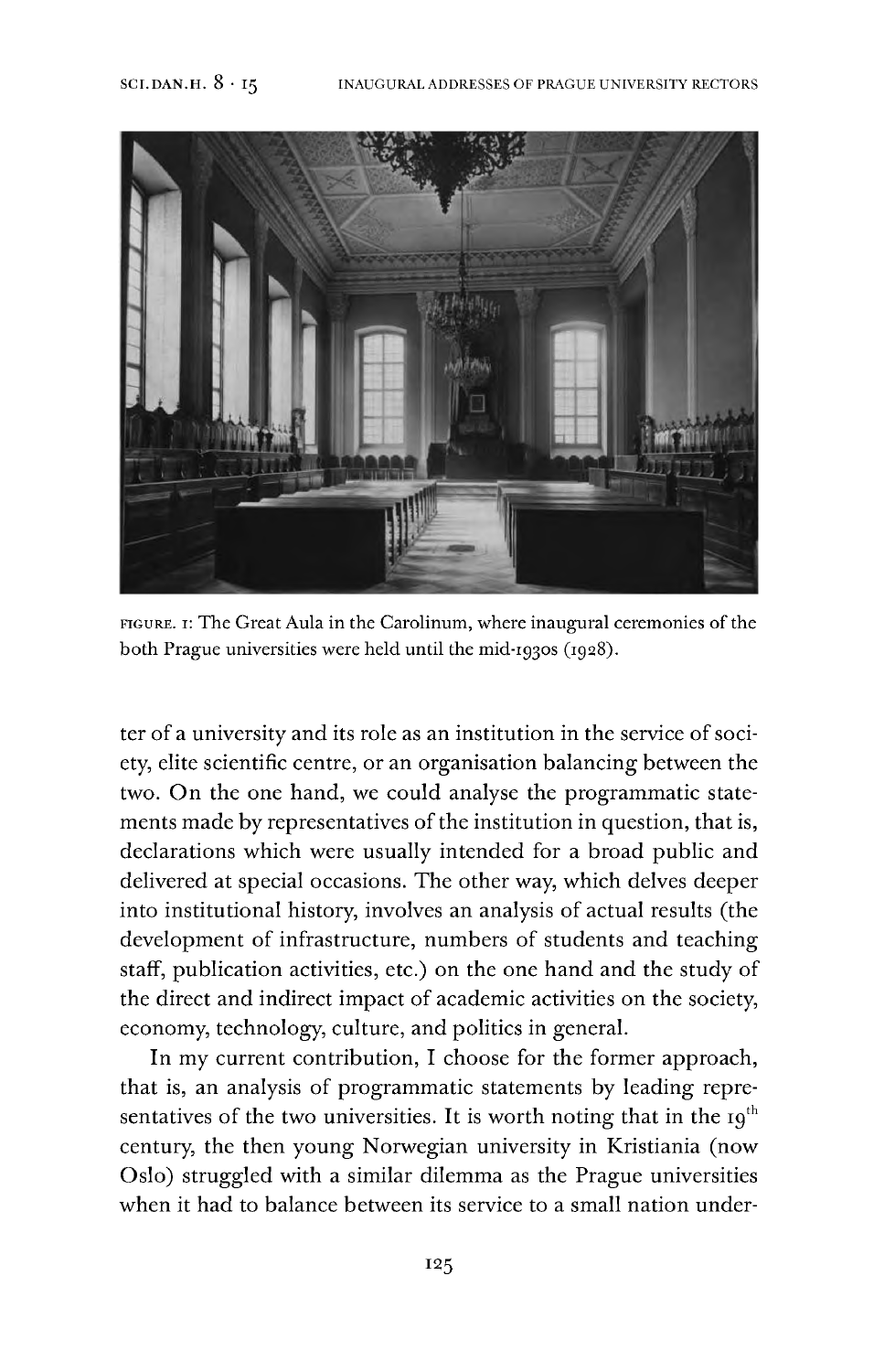FIGURE. 1: The Great Aula in the Carolinum, where inaugural ceremonies of the both Prague universities were held until the mid-1930s (1928).

ter of a university and its role as an institution in the service of society, elite scientific centre, or an organisation balancing between the two. On the one hand, we could analyse the programmatic statements made by representatives of the institution in question, that is, declarations which were usually intended for a broad public and delivered at special occasions. The other way, which delves deeper into institutional history, involves an analysis of actual results (the development of infrastructure, numbers of students and teaching staff, publication activities, etc.) on the one hand and the study of the direct and indirect impact of academic activities on the society, economy, technology, culture, and politics in general.

In my current contribution, I choose for the former approach, that is, an analysis of programmatic statements by leading representatives of the two universities. It is worth noting that in the 19th century, the then young Norwegian university in Kristiania (now Oslo) struggled with a similar dilemma as the Prague universities when it had to balance between its service to a small nation under-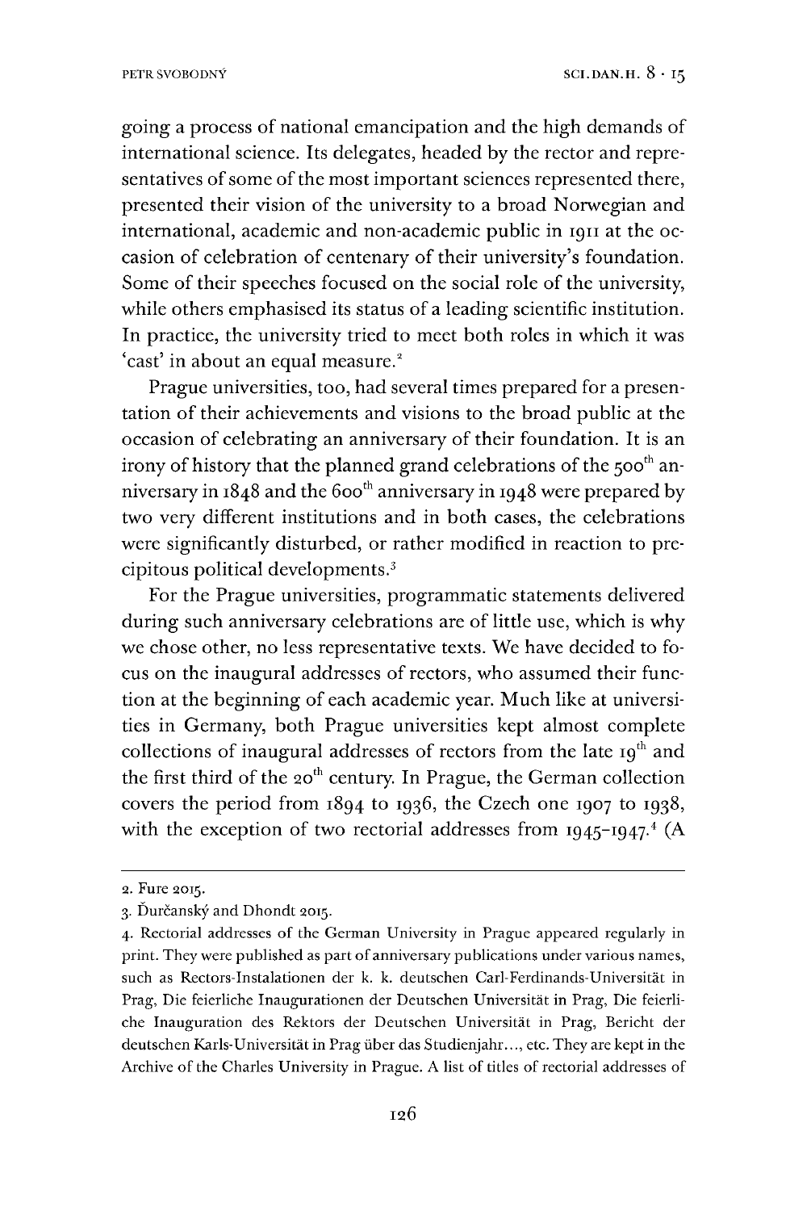going a process of national emancipation and the high demands of international science. Its delegates, headed by the rector and representatives of some of the most important sciences represented there, presented their vision of the university to a broad Norwegian and international, academic and non-academic public in 1911 at the occasion of celebration of centenary of their university's foundation. Some of their speeches focused on the social role of the university, while others emphasised its status of a leading scientific institution. In practice, the university tried to meet both roles in which it was 'cast' in about an equal measure.[2]

Prague universities, too, had several times prepared for a presentation of their achievements and visions to the broad public at the occasion of celebrating an anniversary of their foundation. It is an irony of history that the planned grand celebrations of the 500th anniversary in 1848 and the 600th anniversary in 1948 were prepared by two very different institutions and in both cases, the celebrations were significantly disturbed, or rather modified in reaction to precipitous political developments.[3]

For the Prague universities, programmatic statements delivered during such anniversary celebrations are of little use, which is why we chose other, no less representative texts. We have decided to focus on the inaugural addresses of rectors, who assumed their function at the beginning of each academic year. Much like at universities in Germany, both Prague universities kept almost complete collections of inaugural addresses of rectors from the late 19th and the first third of the 20th century. In Prague, the German collection covers the period from 1894 to 1936, the Czech one 1907 to 1938, with the exception of two rectorial addresses from 1945–1947.[4] (A

---

2. Fure 2015.

3. Ďurčanský and Dhondt 2015.

4. Rectorial addresses of the German University in Prague appeared regularly in print. They were published as part of anniversary publications under various names, such as Rectors-Instalationen der k. k. deutschen Carl-Ferdinands-Universität in Prag, Die feierliche Inaugurationen der Deutschen Universität in Prag, Die feierliche Inauguration des Rektors der Deutschen Universität in Prag, Bericht der deutschen Karls-Universität in Prag über das Studienjahr…, etc. They are kept in the Archive of the Charles University in Prague. A list of titles of rectorial addresses of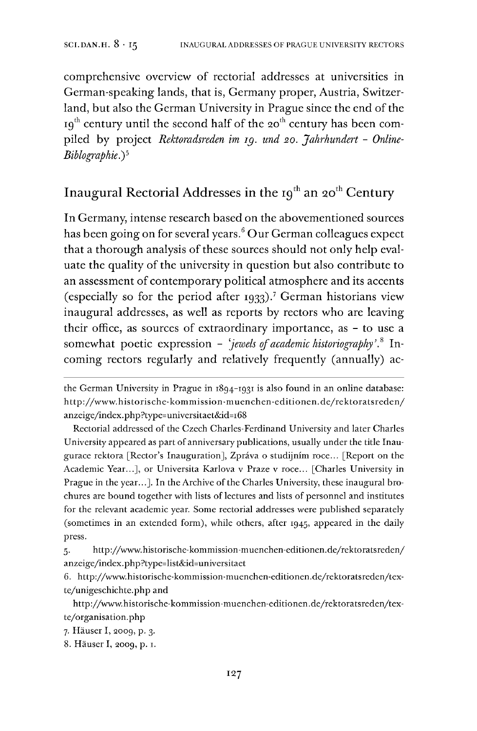comprehensive overview of rectorial addresses at universities in German-speaking lands, that is, Germany proper, Austria, Switzerland, but also the German University in Prague since the end of the 19th century until the second half of the 20th century has been compiled by project *Rektoradsreden im 19. und 20. Jahrhundert – Online-Biblographie*.)[5]

## Inaugural Rectorial Addresses in the 19th an 20th Century

In Germany, intense research based on the abovementioned sources has been going on for several years.[6] Our German colleagues expect that a thorough analysis of these sources should not only help evaluate the quality of the university in question but also contribute to an assessment of contemporary political atmosphere and its accents (especially so for the period after 1933).[7] German historians view inaugural addresses, as well as reports by rectors who are leaving their office, as sources of extraordinary importance, as – to use a somewhat poetic expression – *'jewels of academic historiography'*.[8] Incoming rectors regularly and relatively frequently (annually) ac-

---

the German University in Prague in 1894–1931 is also found in an online database: http://www.historische-kommission-muenchen-editionen.de/rektoratsreden/anzeige/index.php?type=universitaet&id=168

Rectorial addressed of the Czech Charles-Ferdinand University and later Charles University appeared as part of anniversary publications, usually under the title Inaugurace rektora [Rector's Inauguration], Zpráva o studijním roce... [Report on the Academic Year...], or Universita Karlova v Praze v roce... [Charles University in Prague in the year...]. In the Archive of the Charles University, these inaugural brochures are bound together with lists of lectures and lists of personnel and institutes for the relevant academic year. Some rectorial addresses were published separately (sometimes in an extended form), while others, after 1945, appeared in the daily press.

5. http://www.historische-kommission-muenchen-editionen.de/rektoratsreden/anzeige/index.php?type=list&id=universitaet

6. http://www.historische-kommission-muenchen-editionen.de/rektoratsreden/texte/unigeschichte.php and

http://www.historische-kommission-muenchen-editionen.de/rektoratsreden/texte/organisation.php

7. Häuser I, 2009, p. 3.

8. Häuser I, 2009, p. 1.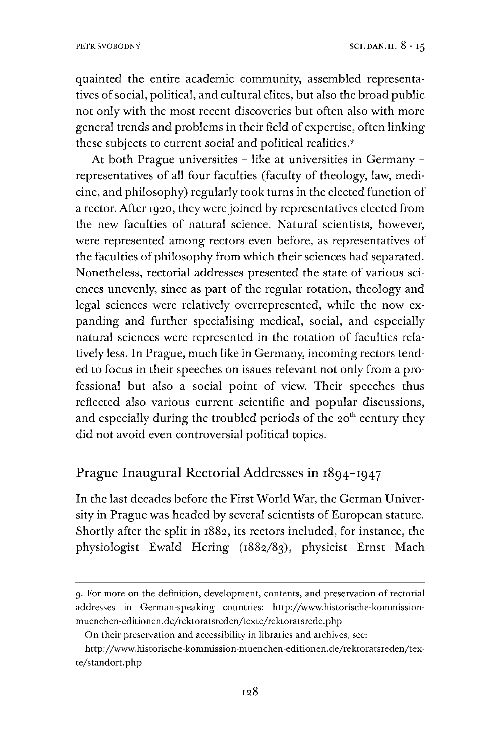quainted the entire academic community, assembled representatives of social, political, and cultural elites, but also the broad public not only with the most recent discoveries but often also with more general trends and problems in their field of expertise, often linking these subjects to current social and political realities.[9]

At both Prague universities – like at universities in Germany – representatives of all four faculties (faculty of theology, law, medicine, and philosophy) regularly took turns in the elected function of a rector. After 1920, they were joined by representatives elected from the new faculties of natural science. Natural scientists, however, were represented among rectors even before, as representatives of the faculties of philosophy from which their sciences had separated. Nonetheless, rectorial addresses presented the state of various sciences unevenly, since as part of the regular rotation, theology and legal sciences were relatively overrepresented, while the now expanding and further specialising medical, social, and especially natural sciences were represented in the rotation of faculties relatively less. In Prague, much like in Germany, incoming rectors tended to focus in their speeches on issues relevant not only from a professional but also a social point of view. Their speeches thus reflected also various current scientific and popular discussions, and especially during the troubled periods of the 20th century they did not avoid even controversial political topics.

## Prague Inaugural Rectorial Addresses in 1894–1947

In the last decades before the First World War, the German University in Prague was headed by several scientists of European stature. Shortly after the split in 1882, its rectors included, for instance, the physiologist Ewald Hering (1882/83), physicist Ernst Mach

9. For more on the definition, development, contents, and preservation of rectorial addresses in German-speaking countries: http://www.historische-kommission-muenchen-editionen.de/rektoratsreden/texte/rektoratsrede.php

On their preservation and accessibility in libraries and archives, see:

http://www.historische-kommission-muenchen-editionen.de/rektoratsreden/texte/standort.php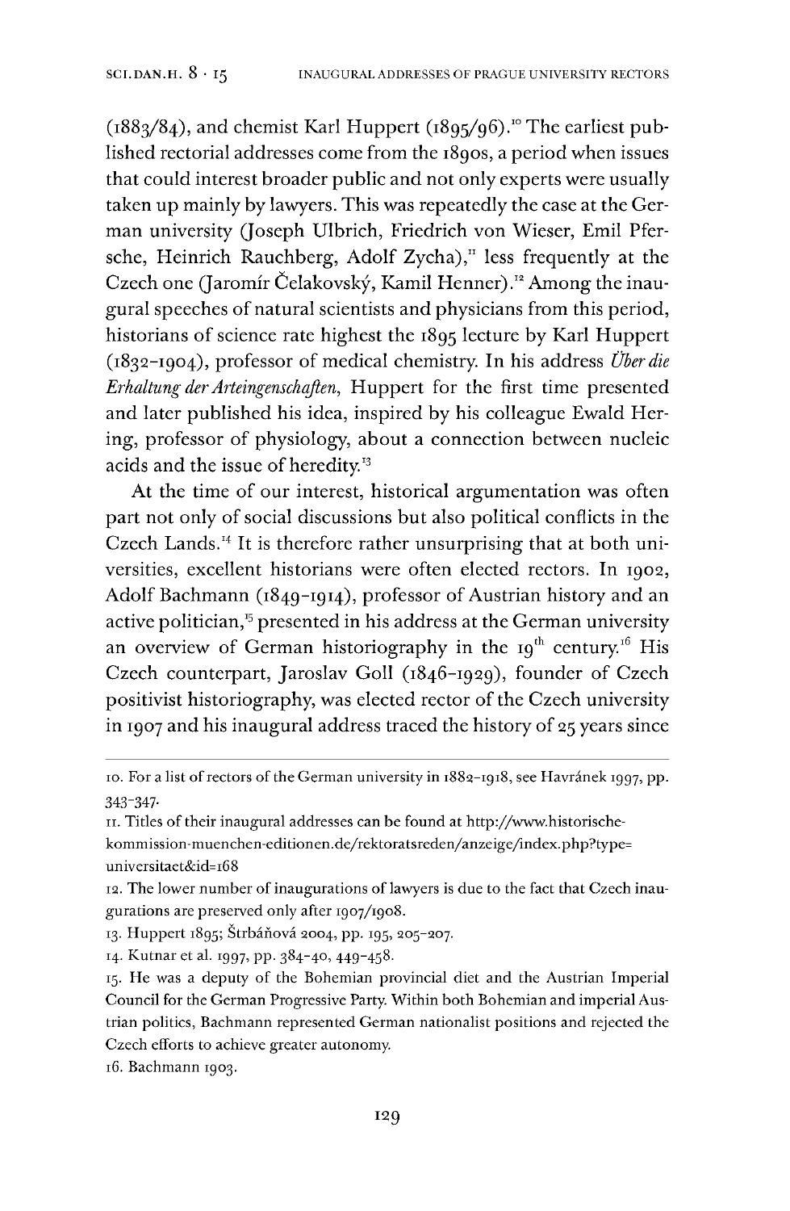(1883/84), and chemist Karl Huppert (1895/96).[10] The earliest published rectorial addresses come from the 1890s, a period when issues that could interest broader public and not only experts were usually taken up mainly by lawyers. This was repeatedly the case at the German university (Joseph Ulbrich, Friedrich von Wieser, Emil Pfersche, Heinrich Rauchberg, Adolf Zycha),[11] less frequently at the Czech one (Jaromír Čelakovský, Kamil Henner).[12] Among the inaugural speeches of natural scientists and physicians from this period, historians of science rate highest the 1895 lecture by Karl Huppert (1832–1904), professor of medical chemistry. In his address *Über die Erhaltung der Arteingenschaften*, Huppert for the first time presented and later published his idea, inspired by his colleague Ewald Hering, professor of physiology, about a connection between nucleic acids and the issue of heredity.[13]

At the time of our interest, historical argumentation was often part not only of social discussions but also political conflicts in the Czech Lands.[14] It is therefore rather unsurprising that at both universities, excellent historians were often elected rectors. In 1902, Adolf Bachmann (1849–1914), professor of Austrian history and an active politician,[15] presented in his address at the German university an overview of German historiography in the 19th century.[16] His Czech counterpart, Jaroslav Goll (1846–1929), founder of Czech positivist historiography, was elected rector of the Czech university in 1907 and his inaugural address traced the history of 25 years since

---

10. For a list of rectors of the German university in 1882–1918, see Havránek 1997, pp. 343–347.

11. Titles of their inaugural addresses can be found at http://www.historische-kommission-muenchen-editionen.de/rektoratsreden/anzeige/index.php?type=universitaet&id=168

12. The lower number of inaugurations of lawyers is due to the fact that Czech inaugurations are preserved only after 1907/1908.

13. Huppert 1895; Štrbáňová 2004, pp. 195, 205–207.

14. Kutnar et al. 1997, pp. 384–40, 449–458.

15. He was a deputy of the Bohemian provincial diet and the Austrian Imperial Council for the German Progressive Party. Within both Bohemian and imperial Austrian politics, Bachmann represented German nationalist positions and rejected the Czech efforts to achieve greater autonomy.

16. Bachmann 1903.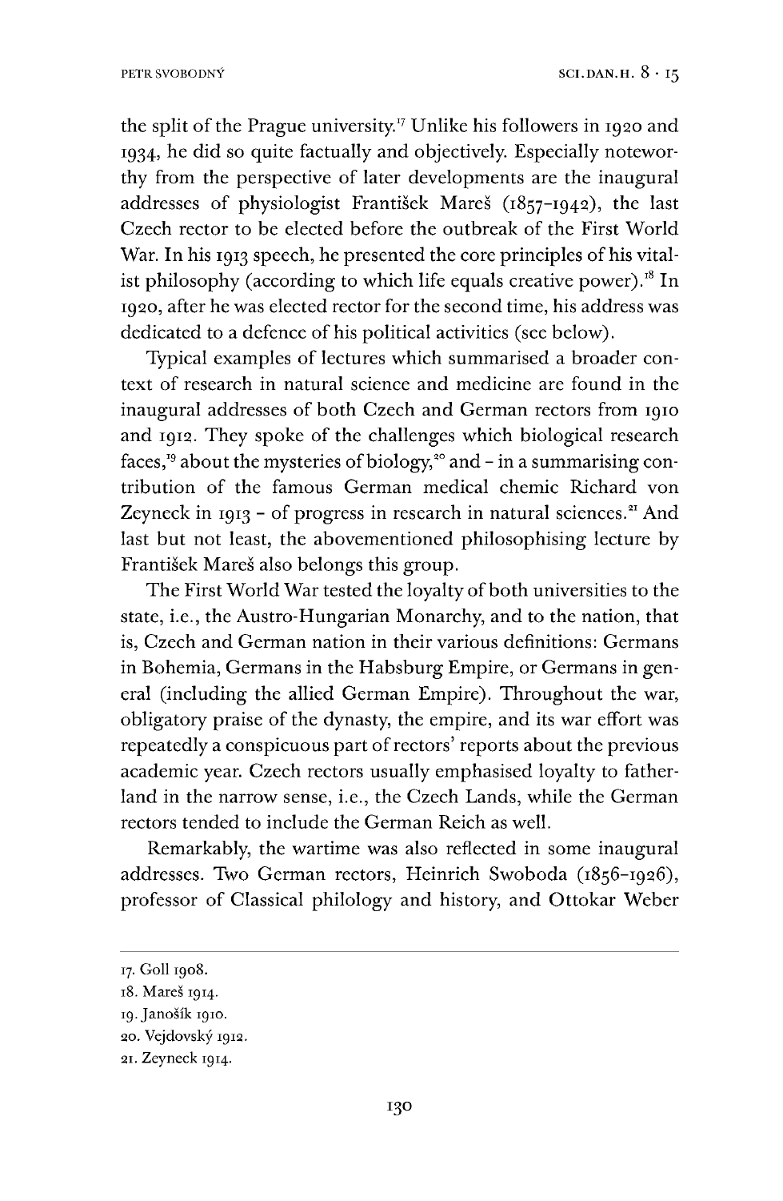the split of the Prague university.[17] Unlike his followers in 1920 and 1934, he did so quite factually and objectively. Especially noteworthy from the perspective of later developments are the inaugural addresses of physiologist František Mareš (1857–1942), the last Czech rector to be elected before the outbreak of the First World War. In his 1913 speech, he presented the core principles of his vitalist philosophy (according to which life equals creative power).[18] In 1920, after he was elected rector for the second time, his address was dedicated to a defence of his political activities (see below).

Typical examples of lectures which summarised a broader context of research in natural science and medicine are found in the inaugural addresses of both Czech and German rectors from 1910 and 1912. They spoke of the challenges which biological research faces,[19] about the mysteries of biology,[20] and – in a summarising contribution of the famous German medical chemic Richard von Zeyneck in 1913 – of progress in research in natural sciences.[21] And last but not least, the abovementioned philosophising lecture by František Mareš also belongs this group.

The First World War tested the loyalty of both universities to the state, i.e., the Austro-Hungarian Monarchy, and to the nation, that is, Czech and German nation in their various definitions: Germans in Bohemia, Germans in the Habsburg Empire, or Germans in general (including the allied German Empire). Throughout the war, obligatory praise of the dynasty, the empire, and its war effort was repeatedly a conspicuous part of rectors' reports about the previous academic year. Czech rectors usually emphasised loyalty to fatherland in the narrow sense, i.e., the Czech Lands, while the German rectors tended to include the German Reich as well.

Remarkably, the wartime was also reflected in some inaugural addresses. Two German rectors, Heinrich Swoboda (1856–1926), professor of Classical philology and history, and Ottokar Weber

---

17. Goll 1908.

18. Mareš 1914.

19. Janošík 1910.

20. Vejdovský 1912.

21. Zeyneck 1914.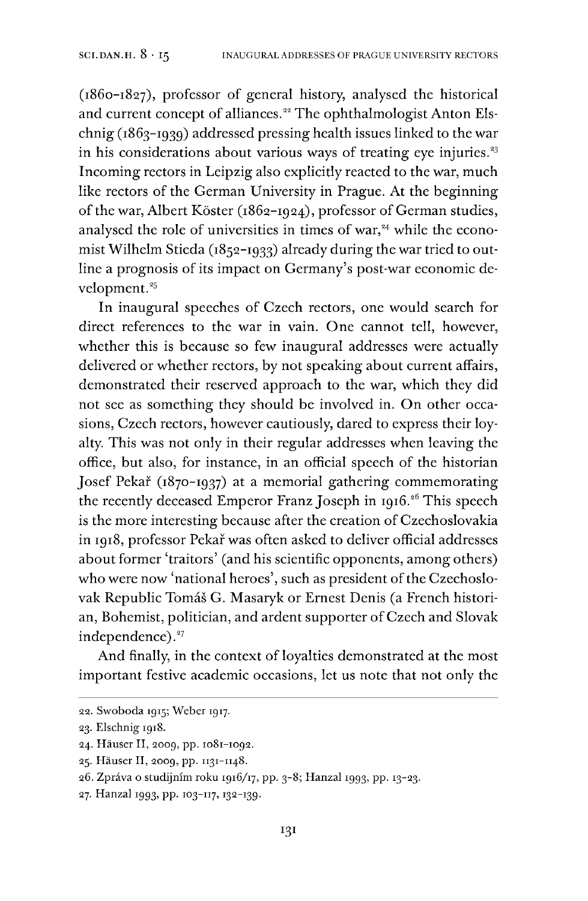(1860–1827), professor of general history, analysed the historical and current concept of alliances.[22] The ophthalmologist Anton Elschnig (1863–1939) addressed pressing health issues linked to the war in his considerations about various ways of treating eye injuries.[23] Incoming rectors in Leipzig also explicitly reacted to the war, much like rectors of the German University in Prague. At the beginning of the war, Albert Köster (1862–1924), professor of German studies, analysed the role of universities in times of war,[24] while the economist Wilhelm Stieda (1852–1933) already during the war tried to outline a prognosis of its impact on Germany's post-war economic development.[25]

In inaugural speeches of Czech rectors, one would search for direct references to the war in vain. One cannot tell, however, whether this is because so few inaugural addresses were actually delivered or whether rectors, by not speaking about current affairs, demonstrated their reserved approach to the war, which they did not see as something they should be involved in. On other occasions, Czech rectors, however cautiously, dared to express their loyalty. This was not only in their regular addresses when leaving the office, but also, for instance, in an official speech of the historian Josef Pekař (1870–1937) at a memorial gathering commemorating the recently deceased Emperor Franz Joseph in 1916.[26] This speech is the more interesting because after the creation of Czechoslovakia in 1918, professor Pekař was often asked to deliver official addresses about former 'traitors' (and his scientific opponents, among others) who were now 'national heroes', such as president of the Czechoslovak Republic Tomáš G. Masaryk or Ernest Denis (a French historian, Bohemist, politician, and ardent supporter of Czech and Slovak independence).[27]

And finally, in the context of loyalties demonstrated at the most important festive academic occasions, let us note that not only the

---

22. Swoboda 1915; Weber 1917.
23. Elschnig 1918.
24. Häuser II, 2009, pp. 1081–1092.
25. Häuser II, 2009, pp. 1131–1148.
26. Zpráva o studijním roku 1916/17, pp. 3–8; Hanzal 1993, pp. 13–23.
27. Hanzal 1993, pp. 103–117, 132–139.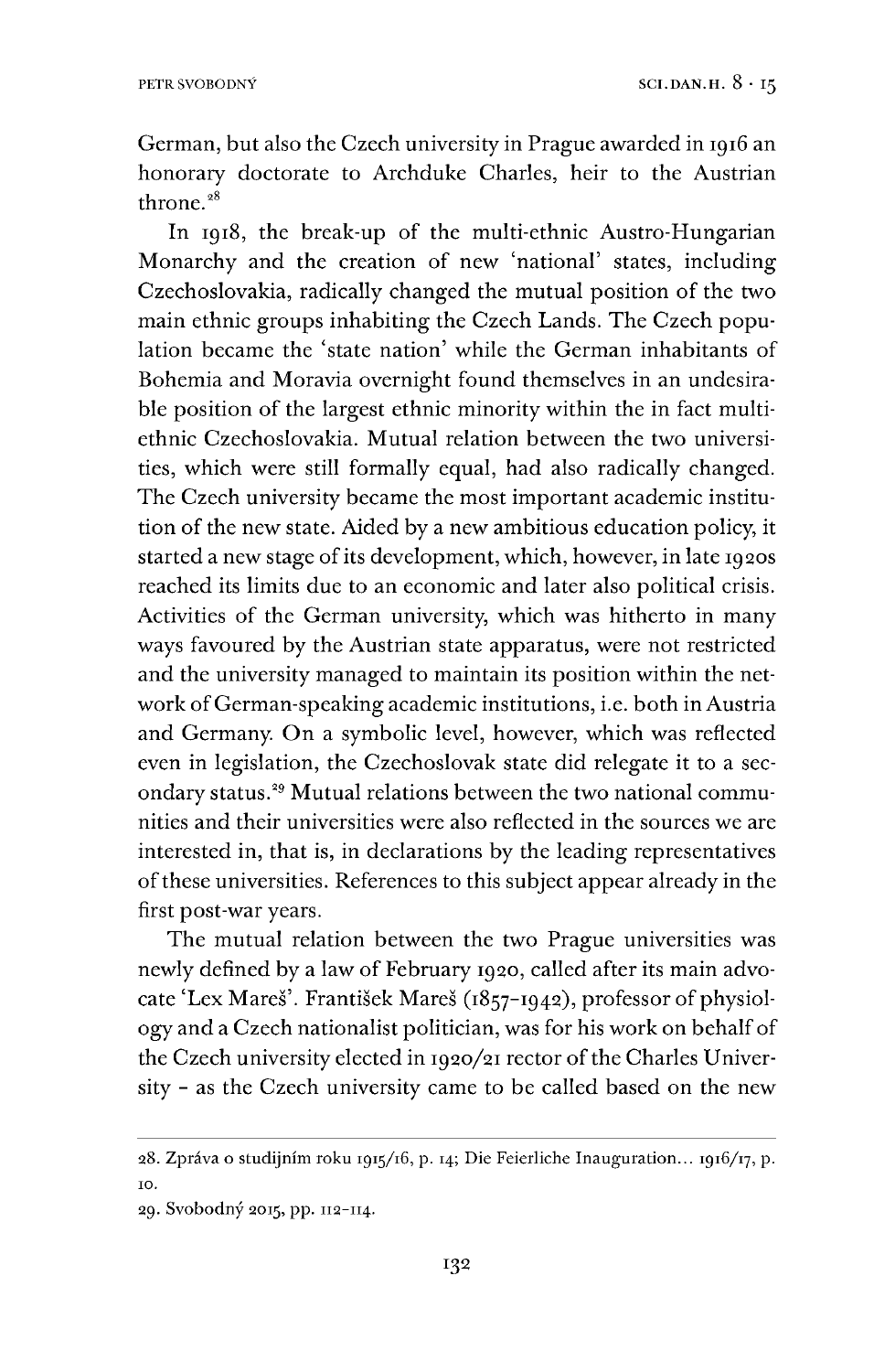German, but also the Czech university in Prague awarded in 1916 an honorary doctorate to Archduke Charles, heir to the Austrian throne.[28]

In 1918, the break-up of the multi-ethnic Austro-Hungarian Monarchy and the creation of new 'national' states, including Czechoslovakia, radically changed the mutual position of the two main ethnic groups inhabiting the Czech Lands. The Czech population became the 'state nation' while the German inhabitants of Bohemia and Moravia overnight found themselves in an undesirable position of the largest ethnic minority within the in fact multi-ethnic Czechoslovakia. Mutual relation between the two universities, which were still formally equal, had also radically changed. The Czech university became the most important academic institution of the new state. Aided by a new ambitious education policy, it started a new stage of its development, which, however, in late 1920s reached its limits due to an economic and later also political crisis. Activities of the German university, which was hitherto in many ways favoured by the Austrian state apparatus, were not restricted and the university managed to maintain its position within the network of German-speaking academic institutions, i.e. both in Austria and Germany. On a symbolic level, however, which was reflected even in legislation, the Czechoslovak state did relegate it to a secondary status.[29] Mutual relations between the two national communities and their universities were also reflected in the sources we are interested in, that is, in declarations by the leading representatives of these universities. References to this subject appear already in the first post-war years.

The mutual relation between the two Prague universities was newly defined by a law of February 1920, called after its main advocate 'Lex Mareš'. František Mareš (1857–1942), professor of physiology and a Czech nationalist politician, was for his work on behalf of the Czech university elected in 1920/21 rector of the Charles University – as the Czech university came to be called based on the new

28. Zpráva o studijním roku 1915/16, p. 14; Die Feierliche Inauguration... 1916/17, p. 10.

29. Svobodný 2015, pp. 112–114.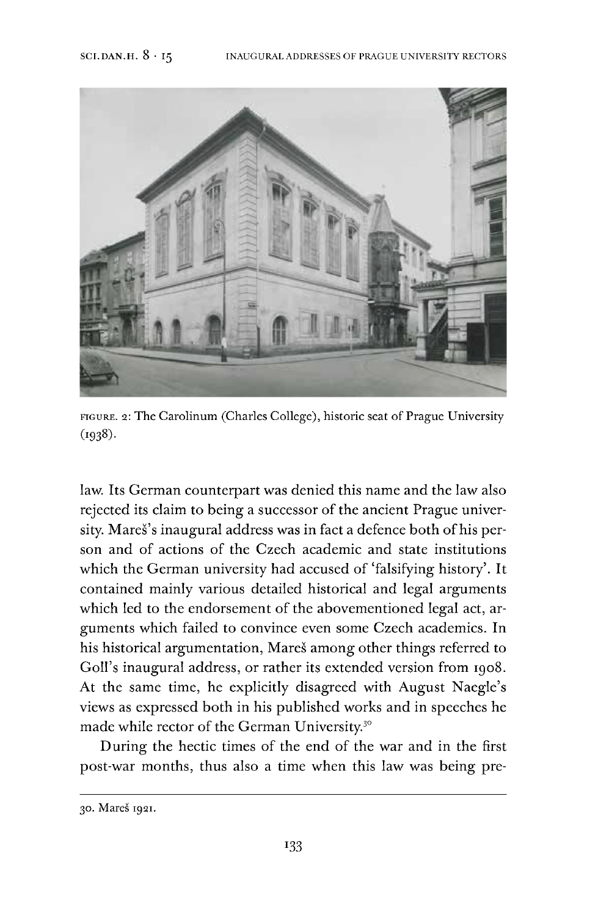FIGURE. 2: The Carolinum (Charles College), historic seat of Prague University (1938).

law. Its German counterpart was denied this name and the law also rejected its claim to being a successor of the ancient Prague university. Mareš's inaugural address was in fact a defence both of his person and of actions of the Czech academic and state institutions which the German university had accused of 'falsifying history'. It contained mainly various detailed historical and legal arguments which led to the endorsement of the abovementioned legal act, arguments which failed to convince even some Czech academics. In his historical argumentation, Mareš among other things referred to Goll's inaugural address, or rather its extended version from 1908. At the same time, he explicitly disagreed with August Naegle's views as expressed both in his published works and in speeches he made while rector of the German University.[30]

During the hectic times of the end of the war and in the first post-war months, thus also a time when this law was being pre-

30. Mareš 1921.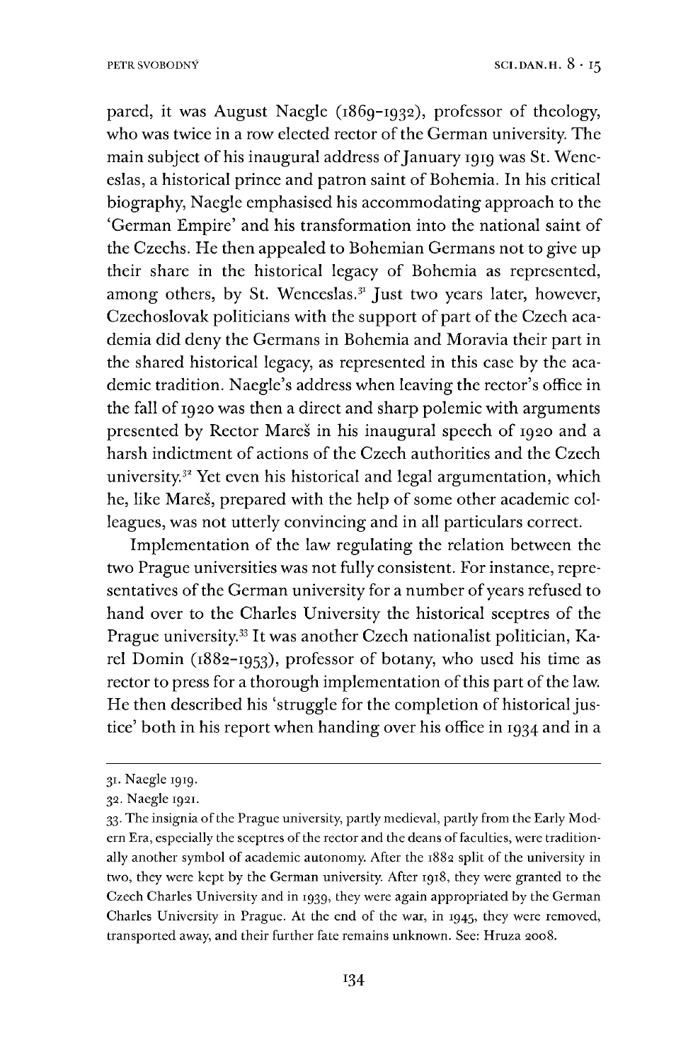pared, it was August Naegle (1869–1932), professor of theology, who was twice in a row elected rector of the German university. The main subject of his inaugural address of January 1919 was St. Wenceslas, a historical prince and patron saint of Bohemia. In his critical biography, Naegle emphasised his accommodating approach to the 'German Empire' and his transformation into the national saint of the Czechs. He then appealed to Bohemian Germans not to give up their share in the historical legacy of Bohemia as represented, among others, by St. Wenceslas.[31] Just two years later, however, Czechoslovak politicians with the support of part of the Czech academia did deny the Germans in Bohemia and Moravia their part in the shared historical legacy, as represented in this case by the academic tradition. Naegle's address when leaving the rector's office in the fall of 1920 was then a direct and sharp polemic with arguments presented by Rector Mareš in his inaugural speech of 1920 and a harsh indictment of actions of the Czech authorities and the Czech university.[32] Yet even his historical and legal argumentation, which he, like Mareš, prepared with the help of some other academic colleagues, was not utterly convincing and in all particulars correct.

Implementation of the law regulating the relation between the two Prague universities was not fully consistent. For instance, representatives of the German university for a number of years refused to hand over to the Charles University the historical sceptres of the Prague university.[33] It was another Czech nationalist politician, Karel Domin (1882–1953), professor of botany, who used his time as rector to press for a thorough implementation of this part of the law. He then described his 'struggle for the completion of historical justice' both in his report when handing over his office in 1934 and in a

---

31. Naegle 1919.

32. Naegle 1921.

33. The insignia of the Prague university, partly medieval, partly from the Early Modern Era, especially the sceptres of the rector and the deans of faculties, were traditionally another symbol of academic autonomy. After the 1882 split of the university in two, they were kept by the German university. After 1918, they were granted to the Czech Charles University and in 1939, they were again appropriated by the German Charles University in Prague. At the end of the war, in 1945, they were removed, transported away, and their further fate remains unknown. See: Hruza 2008.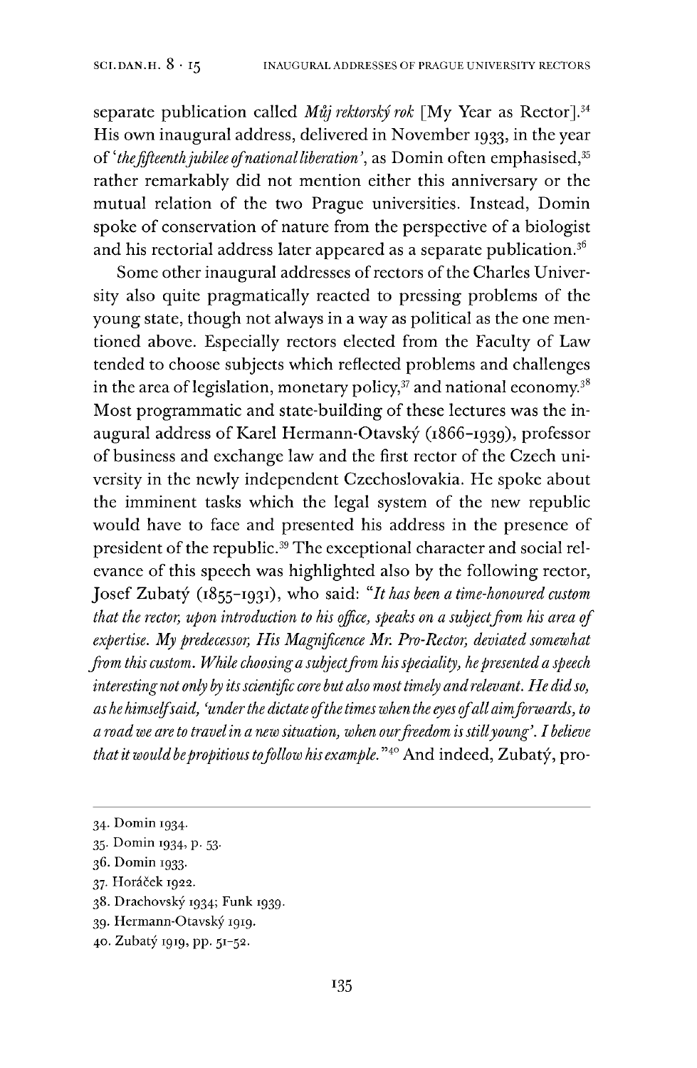separate publication called *Můj rektorský rok* [My Year as Rector].[34] His own inaugural address, delivered in November 1933, in the year of *'the fifteenth jubilee of national liberation'*, as Domin often emphasised,[35] rather remarkably did not mention either this anniversary or the mutual relation of the two Prague universities. Instead, Domin spoke of conservation of nature from the perspective of a biologist and his rectorial address later appeared as a separate publication.[36]

Some other inaugural addresses of rectors of the Charles University also quite pragmatically reacted to pressing problems of the young state, though not always in a way as political as the one mentioned above. Especially rectors elected from the Faculty of Law tended to choose subjects which reflected problems and challenges in the area of legislation, monetary policy,[37] and national economy.[38] Most programmatic and state-building of these lectures was the inaugural address of Karel Hermann-Otavský (1866–1939), professor of business and exchange law and the first rector of the Czech university in the newly independent Czechoslovakia. He spoke about the imminent tasks which the legal system of the new republic would have to face and presented his address in the presence of president of the republic.[39] The exceptional character and social relevance of this speech was highlighted also by the following rector, Josef Zubatý (1855–1931), who said: "*It has been a time-honoured custom that the rector, upon introduction to his office, speaks on a subject from his area of expertise. My predecessor, His Magnificence Mr. Pro-Rector, deviated somewhat from this custom. While choosing a subject from his speciality, he presented a speech interesting not only by its scientific core but also most timely and relevant. He did so, as he himself said, 'under the dictate of the times when the eyes of all aim forwards, to a road we are to travel in a new situation, when our freedom is still young'. I believe that it would be propitious to follow his example.*"[40] And indeed, Zubatý, pro-

---

34. Domin 1934.
35. Domin 1934, p. 53.
36. Domin 1933.
37. Horáček 1922.
38. Drachovský 1934; Funk 1939.
39. Hermann-Otavský 1919.
40. Zubatý 1919, pp. 51–52.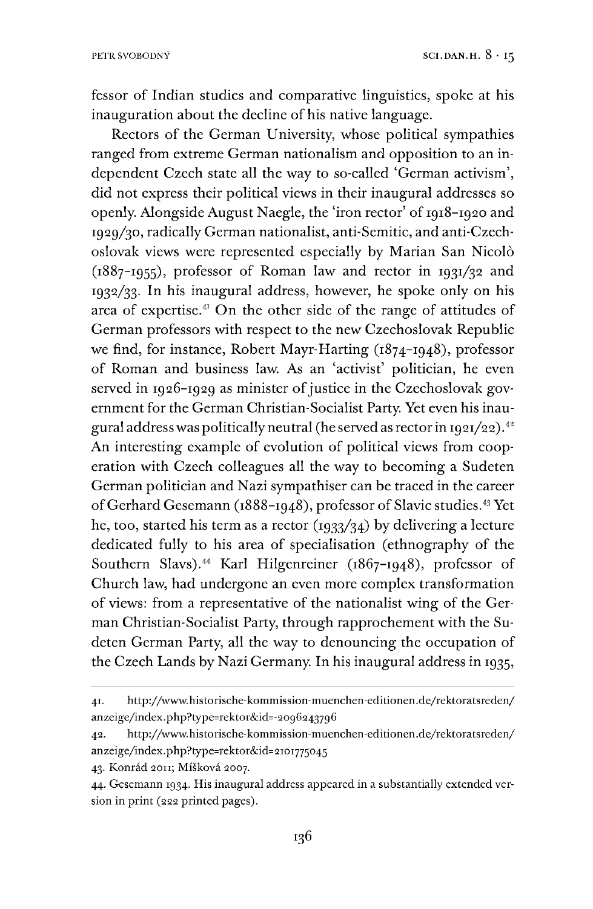fessor of Indian studies and comparative linguistics, spoke at his inauguration about the decline of his native language.

Rectors of the German University, whose political sympathies ranged from extreme German nationalism and opposition to an independent Czech state all the way to so-called 'German activism', did not express their political views in their inaugural addresses so openly. Alongside August Naegle, the 'iron rector' of 1918–1920 and 1929/30, radically German nationalist, anti-Semitic, and anti-Czechoslovak views were represented especially by Marian San Nicolò (1887–1955), professor of Roman law and rector in 1931/32 and 1932/33. In his inaugural address, however, he spoke only on his area of expertise.[41] On the other side of the range of attitudes of German professors with respect to the new Czechoslovak Republic we find, for instance, Robert Mayr-Harting (1874–1948), professor of Roman and business law. As an 'activist' politician, he even served in 1926–1929 as minister of justice in the Czechoslovak government for the German Christian-Socialist Party. Yet even his inaugural address was politically neutral (he served as rector in 1921/22).[42] An interesting example of evolution of political views from cooperation with Czech colleagues all the way to becoming a Sudeten German politician and Nazi sympathiser can be traced in the career of Gerhard Gesemann (1888–1948), professor of Slavic studies.[43] Yet he, too, started his term as a rector (1933/34) by delivering a lecture dedicated fully to his area of specialisation (ethnography of the Southern Slavs).[44] Karl Hilgenreiner (1867–1948), professor of Church law, had undergone an even more complex transformation of views: from a representative of the nationalist wing of the German Christian-Socialist Party, through rapprochement with the Sudeten German Party, all the way to denouncing the occupation of the Czech Lands by Nazi Germany. In his inaugural address in 1935,

41. http://www.historische-kommission-muenchen-editionen.de/rektoratsreden/anzeige/index.php?type=rektor&id=-2096243796

42. http://www.historische-kommission-muenchen-editionen.de/rektoratsreden/anzeige/index.php?type=rektor&id=2101775045

43. Konrád 2011; Míšková 2007.

44. Gesemann 1934. His inaugural address appeared in a substantially extended version in print (222 printed pages).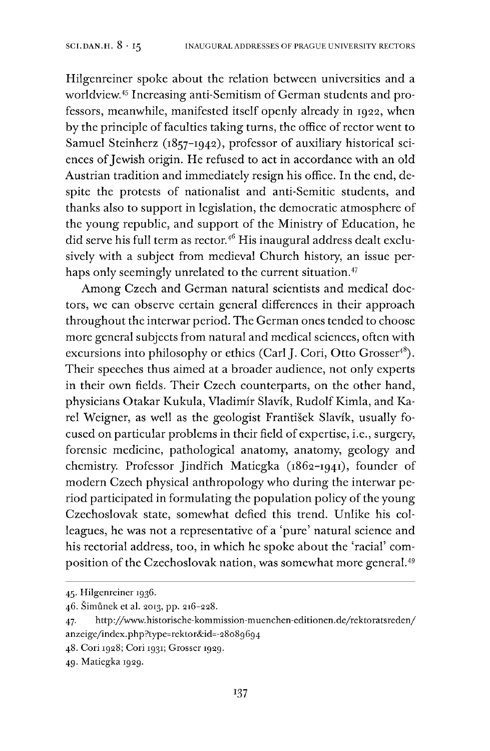Hilgenreiner spoke about the relation between universities and a worldview.[45] Increasing anti-Semitism of German students and professors, meanwhile, manifested itself openly already in 1922, when by the principle of faculties taking turns, the office of rector went to Samuel Steinherz (1857–1942), professor of auxiliary historical sciences of Jewish origin. He refused to act in accordance with an old Austrian tradition and immediately resign his office. In the end, despite the protests of nationalist and anti-Semitic students, and thanks also to support in legislation, the democratic atmosphere of the young republic, and support of the Ministry of Education, he did serve his full term as rector.[46] His inaugural address dealt exclusively with a subject from medieval Church history, an issue perhaps only seemingly unrelated to the current situation.[47]

Among Czech and German natural scientists and medical doctors, we can observe certain general differences in their approach throughout the interwar period. The German ones tended to choose more general subjects from natural and medical sciences, often with excursions into philosophy or ethics (Carl J. Cori, Otto Grosser[48]). Their speeches thus aimed at a broader audience, not only experts in their own fields. Their Czech counterparts, on the other hand, physicians Otakar Kukula, Vladimír Slavík, Rudolf Kimla, and Karel Weigner, as well as the geologist František Slavík, usually focused on particular problems in their field of expertise, i.e., surgery, forensic medicine, pathological anatomy, anatomy, geology and chemistry. Professor Jindřich Matiegka (1862–1941), founder of modern Czech physical anthropology who during the interwar period participated in formulating the population policy of the young Czechoslovak state, somewhat defied this trend. Unlike his colleagues, he was not a representative of a 'pure' natural science and his rectorial address, too, in which he spoke about the 'racial' composition of the Czechoslovak nation, was somewhat more general.[49]

---

45. Hilgenreiner 1936.

46. Šimůnek et al. 2013, pp. 216–228.

47. http://www.historische-kommission-muenchen-editionen.de/rektoratsreden/anzeige/index.php?type=rektor&id=-28089694

48. Cori 1928; Cori 1931; Grosser 1929.

49. Matiegka 1929.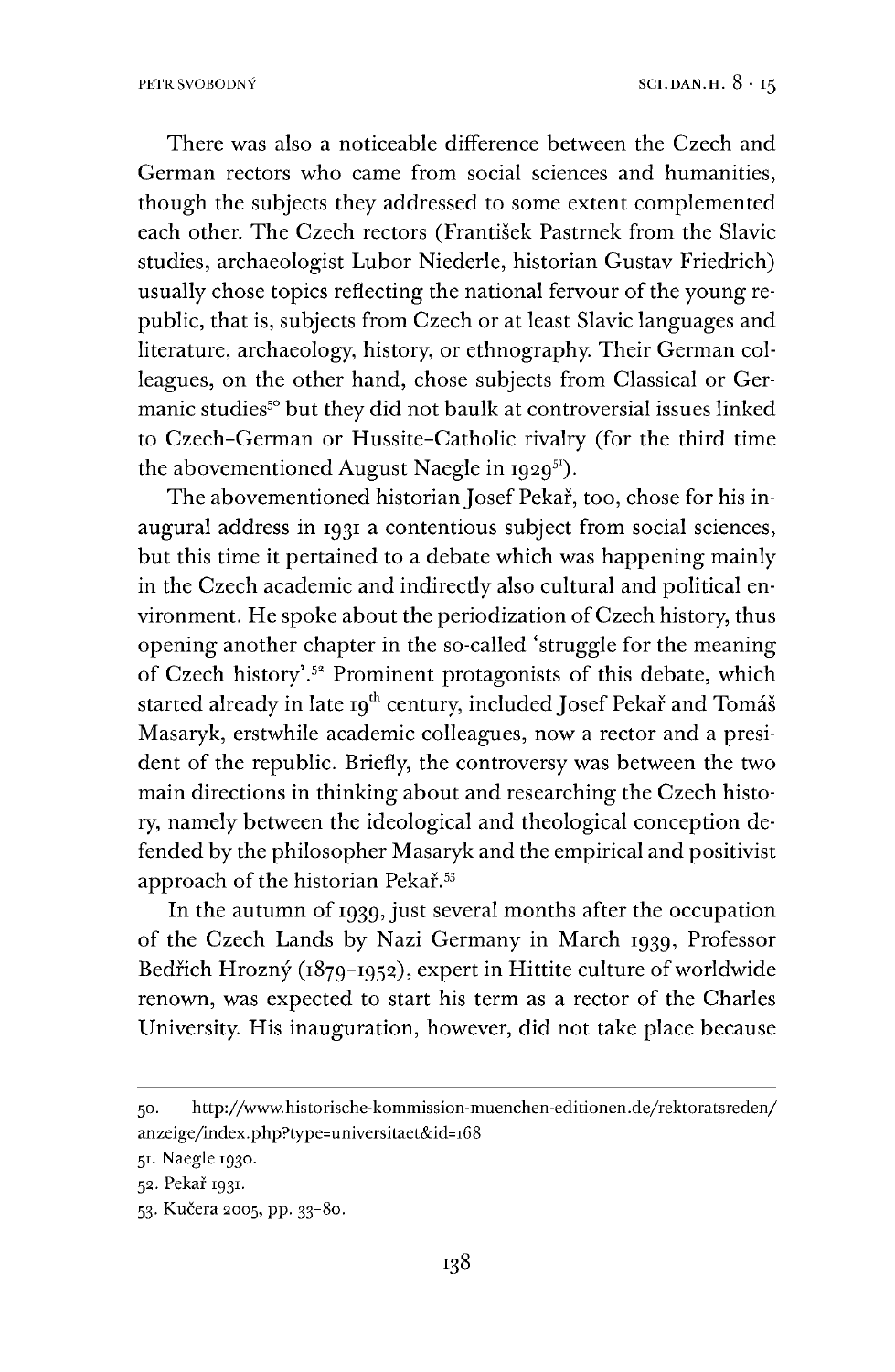There was also a noticeable difference between the Czech and German rectors who came from social sciences and humanities, though the subjects they addressed to some extent complemented each other. The Czech rectors (František Pastrnek from the Slavic studies, archaeologist Lubor Niederle, historian Gustav Friedrich) usually chose topics reflecting the national fervour of the young republic, that is, subjects from Czech or at least Slavic languages and literature, archaeology, history, or ethnography. Their German colleagues, on the other hand, chose subjects from Classical or Germanic studies[50] but they did not baulk at controversial issues linked to Czech–German or Hussite–Catholic rivalry (for the third time the abovementioned August Naegle in 1929[51]).

The abovementioned historian Josef Pekař, too, chose for his inaugural address in 1931 a contentious subject from social sciences, but this time it pertained to a debate which was happening mainly in the Czech academic and indirectly also cultural and political environment. He spoke about the periodization of Czech history, thus opening another chapter in the so-called 'struggle for the meaning of Czech history'.[52] Prominent protagonists of this debate, which started already in late 19th century, included Josef Pekař and Tomáš Masaryk, erstwhile academic colleagues, now a rector and a president of the republic. Briefly, the controversy was between the two main directions in thinking about and researching the Czech history, namely between the ideological and theological conception defended by the philosopher Masaryk and the empirical and positivist approach of the historian Pekař.[53]

In the autumn of 1939, just several months after the occupation of the Czech Lands by Nazi Germany in March 1939, Professor Bedřich Hrozný (1879–1952), expert in Hittite culture of worldwide renown, was expected to start his term as a rector of the Charles University. His inauguration, however, did not take place because

---

50. http://www.historische-kommission-muenchen-editionen.de/rektoratsreden/anzeige/index.php?type=universitaet&id=168

51. Naegle 1930.

52. Pekař 1931.

53. Kučera 2005, pp. 33–80.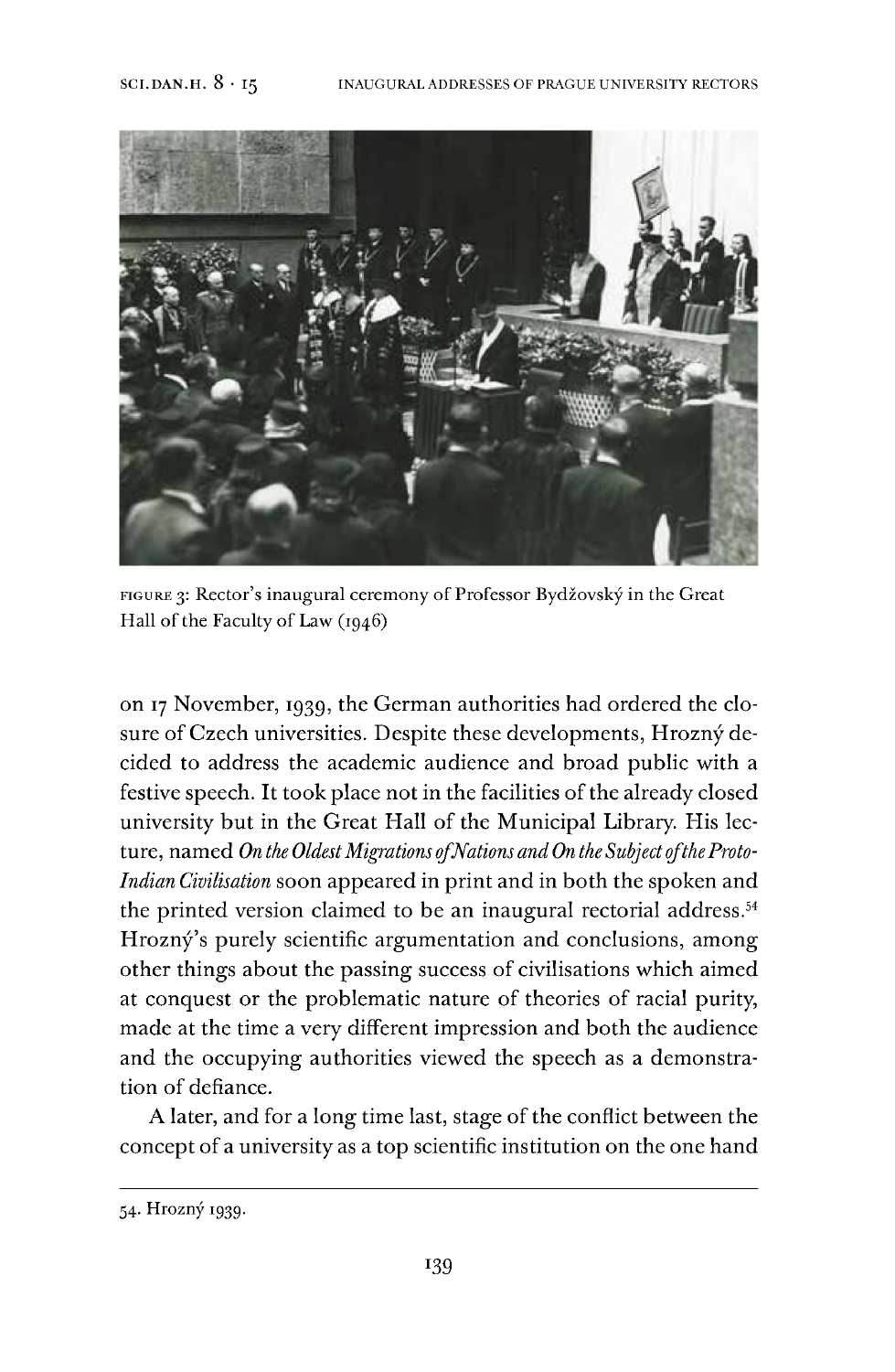FIGURE 3: Rector's inaugural ceremony of Professor Bydžovský in the Great Hall of the Faculty of Law (1946)

on 17 November, 1939, the German authorities had ordered the closure of Czech universities. Despite these developments, Hrozný decided to address the academic audience and broad public with a festive speech. It took place not in the facilities of the already closed university but in the Great Hall of the Municipal Library. His lecture, named *On the Oldest Migrations of Nations and On the Subject of the Proto-Indian Civilisation* soon appeared in print and in both the spoken and the printed version claimed to be an inaugural rectorial address.[54] Hrozný's purely scientific argumentation and conclusions, among other things about the passing success of civilisations which aimed at conquest or the problematic nature of theories of racial purity, made at the time a very different impression and both the audience and the occupying authorities viewed the speech as a demonstration of defiance.

A later, and for a long time last, stage of the conflict between the concept of a university as a top scientific institution on the one hand

54. Hrozný 1939.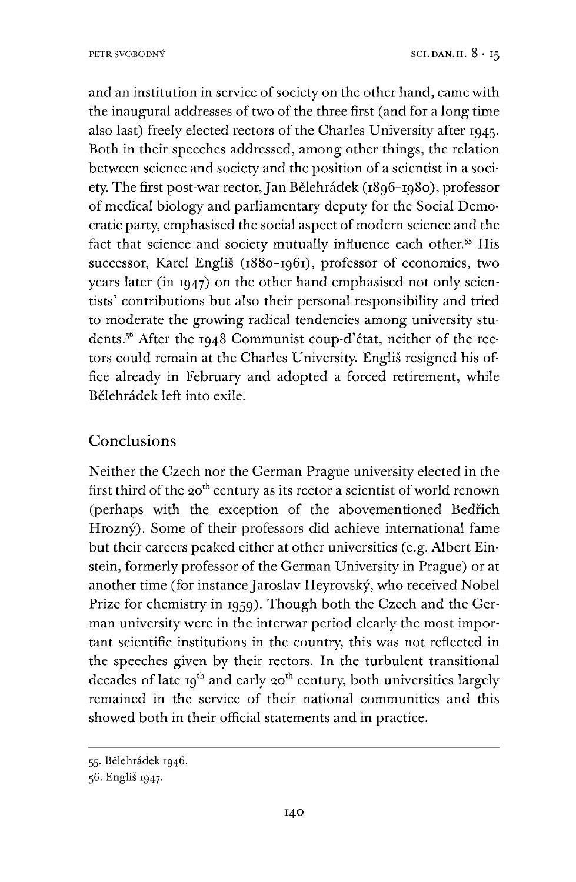and an institution in service of society on the other hand, came with the inaugural addresses of two of the three first (and for a long time also last) freely elected rectors of the Charles University after 1945. Both in their speeches addressed, among other things, the relation between science and society and the position of a scientist in a society. The first post-war rector, Jan Bělehrádek (1896–1980), professor of medical biology and parliamentary deputy for the Social Democratic party, emphasised the social aspect of modern science and the fact that science and society mutually influence each other.[55] His successor, Karel Engliš (1880–1961), professor of economics, two years later (in 1947) on the other hand emphasised not only scientists' contributions but also their personal responsibility and tried to moderate the growing radical tendencies among university students.[56] After the 1948 Communist coup-d'état, neither of the rectors could remain at the Charles University. Engliš resigned his office already in February and adopted a forced retirement, while Bělehrádek left into exile.

## Conclusions

Neither the Czech nor the German Prague university elected in the first third of the 20th century as its rector a scientist of world renown (perhaps with the exception of the abovementioned Bedřich Hrozný). Some of their professors did achieve international fame but their careers peaked either at other universities (e.g. Albert Einstein, formerly professor of the German University in Prague) or at another time (for instance Jaroslav Heyrovský, who received Nobel Prize for chemistry in 1959). Though both the Czech and the German university were in the interwar period clearly the most important scientific institutions in the country, this was not reflected in the speeches given by their rectors. In the turbulent transitional decades of late 19th and early 20th century, both universities largely remained in the service of their national communities and this showed both in their official statements and in practice.

---

55. Bělehrádek 1946.

56. Engliš 1947.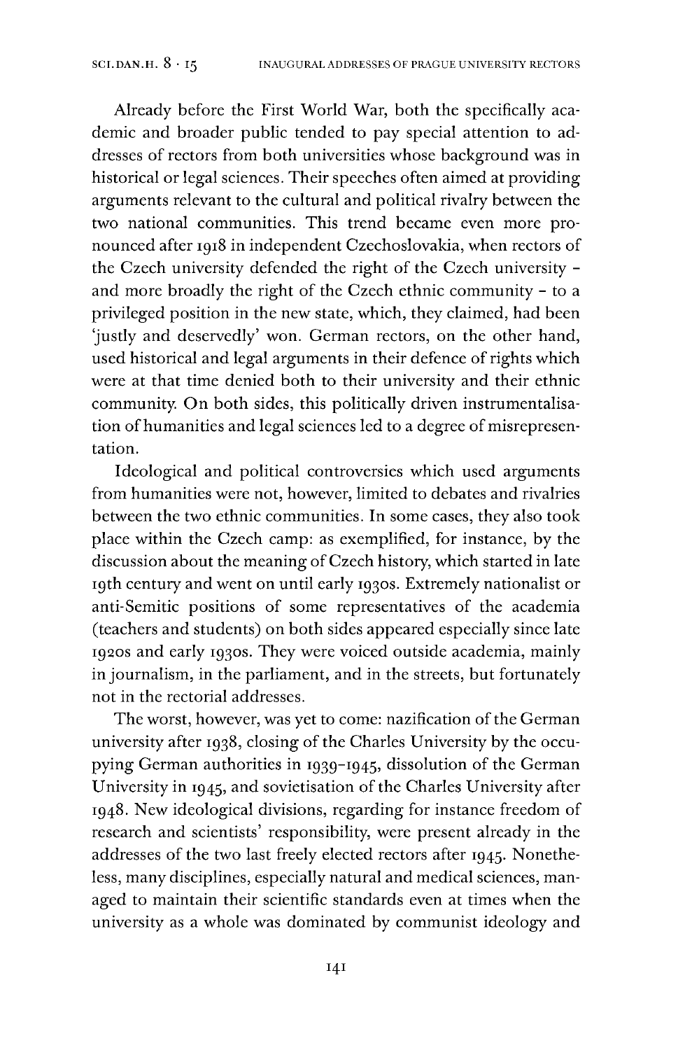Already before the First World War, both the specifically academic and broader public tended to pay special attention to addresses of rectors from both universities whose background was in historical or legal sciences. Their speeches often aimed at providing arguments relevant to the cultural and political rivalry between the two national communities. This trend became even more pronounced after 1918 in independent Czechoslovakia, when rectors of the Czech university defended the right of the Czech university – and more broadly the right of the Czech ethnic community – to a privileged position in the new state, which, they claimed, had been 'justly and deservedly' won. German rectors, on the other hand, used historical and legal arguments in their defence of rights which were at that time denied both to their university and their ethnic community. On both sides, this politically driven instrumentalisation of humanities and legal sciences led to a degree of misrepresentation.

Ideological and political controversies which used arguments from humanities were not, however, limited to debates and rivalries between the two ethnic communities. In some cases, they also took place within the Czech camp: as exemplified, for instance, by the discussion about the meaning of Czech history, which started in late 19th century and went on until early 1930s. Extremely nationalist or anti-Semitic positions of some representatives of the academia (teachers and students) on both sides appeared especially since late 1920s and early 1930s. They were voiced outside academia, mainly in journalism, in the parliament, and in the streets, but fortunately not in the rectorial addresses.

The worst, however, was yet to come: nazification of the German university after 1938, closing of the Charles University by the occupying German authorities in 1939–1945, dissolution of the German University in 1945, and sovietisation of the Charles University after 1948. New ideological divisions, regarding for instance freedom of research and scientists' responsibility, were present already in the addresses of the two last freely elected rectors after 1945. Nonetheless, many disciplines, especially natural and medical sciences, managed to maintain their scientific standards even at times when the university as a whole was dominated by communist ideology and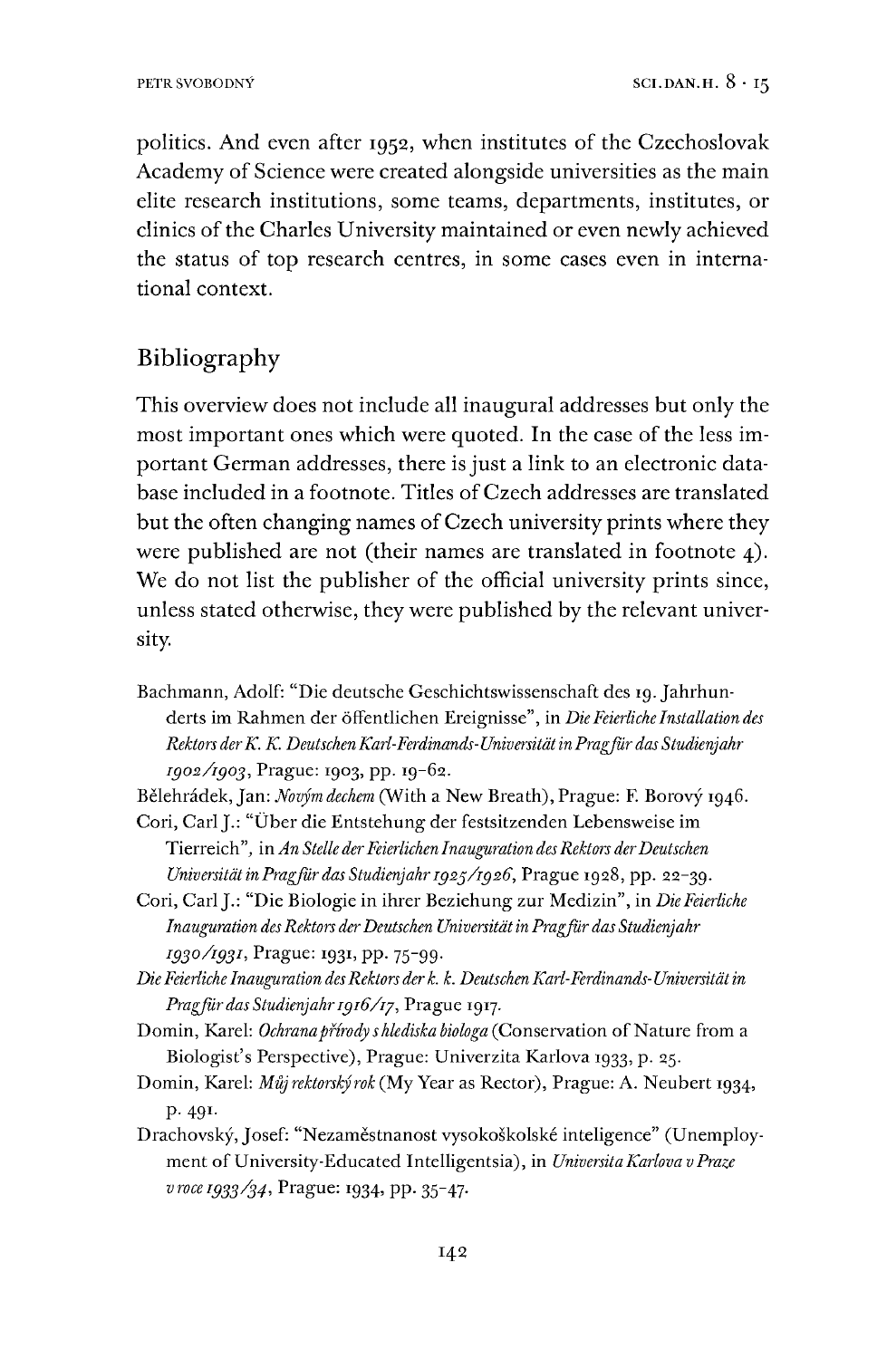politics. And even after 1952, when institutes of the Czechoslovak Academy of Science were created alongside universities as the main elite research institutions, some teams, departments, institutes, or clinics of the Charles University maintained or even newly achieved the status of top research centres, in some cases even in international context.

## Bibliography

This overview does not include all inaugural addresses but only the most important ones which were quoted. In the case of the less important German addresses, there is just a link to an electronic database included in a footnote. Titles of Czech addresses are translated but the often changing names of Czech university prints where they were published are not (their names are translated in footnote 4). We do not list the publisher of the official university prints since, unless stated otherwise, they were published by the relevant university.

Bachmann, Adolf: "Die deutsche Geschichtswissenschaft des 19. Jahrhunderts im Rahmen der öffentlichen Ereignisse", in *Die Feierliche Installation des Rektors der K. K. Deutschen Karl-Ferdinands-Universität in Prag für das Studienjahr 1902/1903*, Prague: 1903, pp. 19–62.

Bělehrádek, Jan: *Novým dechem* (With a New Breath), Prague: F. Borový 1946.

Cori, Carl J.: "Über die Entstehung der festsitzenden Lebensweise im Tierreich", in *An Stelle der Feierlichen Inauguration des Rektors der Deutschen Universität in Prag für das Studienjahr 1925/1926*, Prague 1928, pp. 22–39.

Cori, Carl J.: "Die Biologie in ihrer Beziehung zur Medizin", in *Die Feierliche Inauguration des Rektors der Deutschen Universität in Prag für das Studienjahr 1930/1931*, Prague: 1931, pp. 75–99.

*Die Feierliche Inauguration des Rektors der k. k. Deutschen Karl-Ferdinands-Universität in Prag für das Studienjahr 1916/17*, Prague 1917.

Domin, Karel: *Ochrana přírody s hlediska biologa* (Conservation of Nature from a Biologist's Perspective), Prague: Univerzita Karlova 1933, p. 25.

Domin, Karel: *Můj rektorský rok* (My Year as Rector), Prague: A. Neubert 1934, p. 491.

Drachovský, Josef: "Nezaměstnanost vysokoškolské inteligence" (Unemployment of University-Educated Intelligentsia), in *Universita Karlova v Praze v roce 1933/34*, Prague: 1934, pp. 35–47.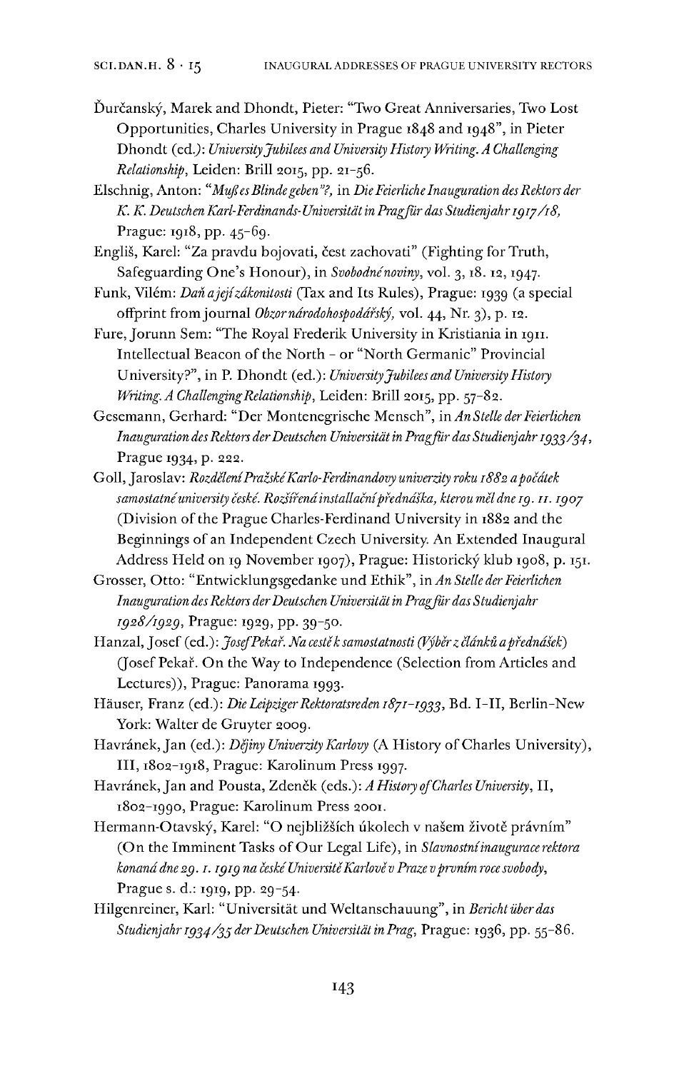Ďurčanský, Marek and Dhondt, Pieter: "Two Great Anniversaries, Two Lost Opportunities, Charles University in Prague 1848 and 1948", in Pieter Dhondt (ed.): *University Jubilees and University History Writing. A Challenging Relationship*, Leiden: Brill 2015, pp. 21–56.

Elschnig, Anton: "*Muß es Blinde geben"?*, in *Die Feierliche Inauguration des Rektors der K. K. Deutschen Karl-Ferdinands-Universität in Prag für das Studienjahr 1917/18*, Prague: 1918, pp. 45–69.

Engliš, Karel: "Za pravdu bojovati, čest zachovati" (Fighting for Truth, Safeguarding One's Honour), in *Svobodné noviny*, vol. 3, 18. 12, 1947.

Funk, Vilém: *Daň a její zákonitosti* (Tax and Its Rules), Prague: 1939 (a special offprint from journal *Obzor národohospodářský*, vol. 44, Nr. 3), p. 12.

Fure, Jorunn Sem: "The Royal Frederik University in Kristiania in 1911. Intellectual Beacon of the North – or "North Germanic" Provincial University?", in P. Dhondt (ed.): *University Jubilees and University History Writing. A Challenging Relationship*, Leiden: Brill 2015, pp. 57–82.

Gesemann, Gerhard: "Der Montenegrische Mensch", in *An Stelle der Feierlichen Inauguration des Rektors der Deutschen Universität in Prag für das Studienjahr 1933/34*, Prague 1934, p. 222.

Goll, Jaroslav: *Rozdělení Pražské Karlo-Ferdinandovy univerzity roku 1882 a počátek samostatné university české. Rozšířená installační přednáška, kterou měl dne 19. 11. 1907* (Division of the Prague Charles-Ferdinand University in 1882 and the Beginnings of an Independent Czech University. An Extended Inaugural Address Held on 19 November 1907), Prague: Historický klub 1908, p. 151.

Grosser, Otto: "Entwicklungsgedanke und Ethik", in *An Stelle der Feierlichen Inauguration des Rektors der Deutschen Universität in Prag für das Studienjahr 1928/1929*, Prague: 1929, pp. 39–50.

Hanzal, Josef (ed.): *Josef Pekař. Na cestě k samostatnosti (Výběr z článků a přednášek)* (Josef Pekař. On the Way to Independence (Selection from Articles and Lectures)), Prague: Panorama 1993.

Häuser, Franz (ed.): *Die Leipziger Rektoratsreden 1871–1933*, Bd. I–II, Berlin–New York: Walter de Gruyter 2009.

Havránek, Jan (ed.): *Dějiny Univerzity Karlovy* (A History of Charles University), III, 1802–1918, Prague: Karolinum Press 1997.

Havránek, Jan and Pousta, Zdeněk (eds.): *A History of Charles University*, II, 1802–1990, Prague: Karolinum Press 2001.

Hermann-Otavský, Karel: "O nejbližších úkolech v našem životě právním" (On the Imminent Tasks of Our Legal Life), in *Slavnostní inaugurace rektora konaná dne 29. 1. 1919 na české Universitě Karlově v Praze v prvním roce svobody*, Prague s. d.: 1919, pp. 29–54.

Hilgenreiner, Karl: "Universität und Weltanschauung", in *Bericht über das Studienjahr 1934/35 der Deutschen Universität in Prag*, Prague: 1936, pp. 55–86.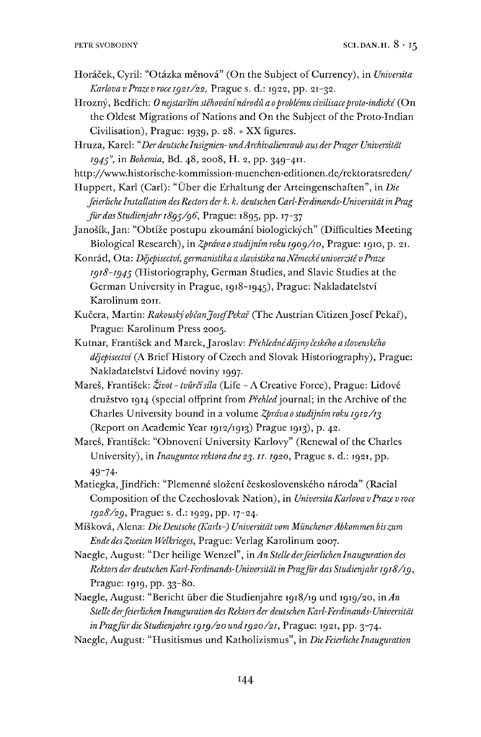Horáček, Cyril: "Otázka měnová" (On the Subject of Currency), in *Universita Karlova v Praze v roce 1921/22*, Prague s. d.: 1922, pp. 21–32.

Hrozný, Bedřich: *O nejstarším stěhování národů a o problému civilisace proto-indické* (On the Oldest Migrations of Nations and On the Subject of the Proto-Indian Civilisation), Prague: 1939, p. 28. + XX figures.

Hruza, Karel: "*Der deutsche Insignien- und Archivalienraub aus der Prager Universität 1945*", in *Bohemia*, Bd. 48, 2008, H. 2, pp. 349–411.

http://www.historische-kommission-muenchen-editionen.de/rektoratsreden/

Huppert, Karl (Carl): "Über die Erhaltung der Arteingenschaften", in *Die feierliche Installation des Rectors der k. k. deutschen Carl-Ferdinands-Universität in Prag für das Studienjahr 1895/96*, Prague: 1895, pp. 17–37

Janošík, Jan: "Obtíže postupu zkoumání biologických" (Difficulties Meeting Biological Research), in *Zpráva o studijním roku 1909/10*, Prague: 1910, p. 21.

Konrád, Ota: *Dějepisectví, germanistika a slavistika na Německé univerzitě v Praze 1918–1945* (Historiography, German Studies, and Slavic Studies at the German University in Prague, 1918–1945), Prague: Nakladatelství Karolinum 2011.

Kučera, Martin: *Rakouský občan Josef Pekař* (The Austrian Citizen Josef Pekař), Prague: Karolinum Press 2005.

Kutnar, František and Marek, Jaroslav: *Přehledné dějiny českého a slovenského dějepisectví* (A Brief History of Czech and Slovak Historiography), Prague: Nakladatelství Lidové noviny 1997.

Mareš, František: *Život – tvůrčí síla* (Life – A Creative Force), Prague: Lidové družstvo 1914 (special offprint from *Přehled* journal; in the Archive of the Charles University bound in a volume *Zpráva o studijním roku 1912/13* (Report on Academic Year 1912/1913) Prague 1913), p. 42.

Mareš, František: "Obnovení University Karlovy" (Renewal of the Charles University), in *Inaugurace rektora dne 23. 11. 1920*, Prague s. d.: 1921, pp. 49–74.

Matiegka, Jindřich: "Plemenné složení československého národa" (Racial Composition of the Czechoslovak Nation), in *Universita Karlova v Praze v roce 1928/29*, Prague: s. d.: 1929, pp. 17–24.

Míšková, Alena: *Die Deutsche (Karls-) Universität vom Münchener Abkommen bis zum Ende des Zweiten Welkrieges*, Prague: Verlag Karolinum 2007.

Naegle, August: "Der heilige Wenzel", in *An Stelle der feierlichen Inauguration des Rektors der deutschen Karl-Ferdinands-Universität in Prag für das Studienjahr 1918/19*, Prague: 1919, pp. 33–80.

Naegle, August: "Bericht über die Studienjahre 1918/19 und 1919/20, in *An Stelle der feierlichen Inauguration des Rektors der deutschen Karl-Ferdinands-Universität in Prag für die Studienjahre 1919/20 und 1920/21*, Prague: 1921, pp. 3–74.

Naegle, August: "Husitismus und Katholizismus", in *Die Feierliche Inauguration*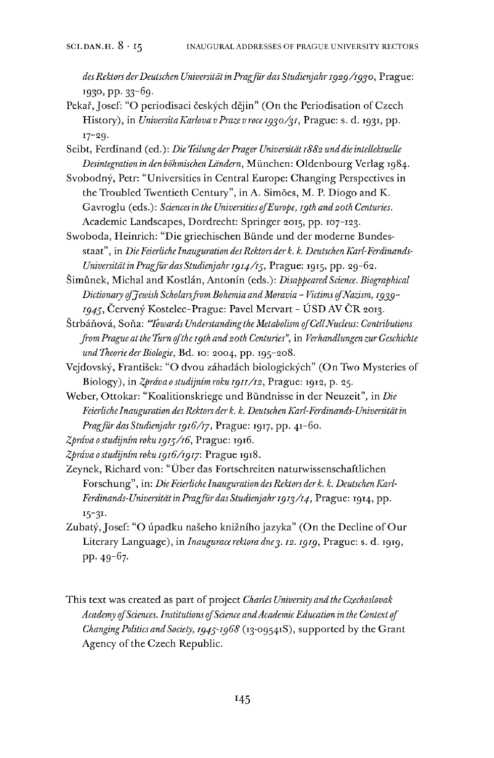*des Rektors der Deutschen Universität in Prag für das Studienjahr 1929/1930*, Prague: 1930, pp. 33–69.

Pekař, Josef: "O periodisaci českých dějin" (On the Periodisation of Czech History), in *Universita Karlova v Praze v roce 1930/31*, Prague: s. d. 1931, pp. 17–29.

Seibt, Ferdinand (ed.): *Die Teilung der Prager Universität 1882 und die intellektuelle Desintegration in den böhmischen Ländern*, München: Oldenbourg Verlag 1984.

Svobodný, Petr: "Universities in Central Europe: Changing Perspectives in the Troubled Twentieth Century", in A. Simões, M. P. Diogo and K. Gavroglu (eds.): *Sciences in the Universities of Europe, 19th and 20th Centuries*. Academic Landscapes, Dordrecht: Springer 2015, pp. 107–123.

Swoboda, Heinrich: "Die griechischen Bünde und der moderne Bundesstaat", in *Die Feierliche Inauguration des Rektors der k. k. Deutschen Karl-Ferdinands-Universität in Prag für das Studienjahr 1914/15*, Prague: 1915, pp. 29–62.

Šimůnek, Michal and Kostlán, Antonín (eds.): *Disappeared Science. Biographical Dictionary of Jewish Scholars from Bohemia and Moravia – Victims of Nazism, 1939–1945*, Červený Kostelec-Prague: Pavel Mervart - ÚSD AV ČR 2013.

Štrbáňová, Soňa: *"Towards Understanding the Metabolism of Cell Nucleus: Contributions from Prague at the Turn of the 19th and 20th Centuries"*, in *Verhandlungen zur Geschichte und Theorie der Biologie*, Bd. 10: 2004, pp. 195–208.

Vejdovský, František: "O dvou záhadách biologických" (On Two Mysteries of Biology), in *Zpráva o studijním roku 1911/12*, Prague: 1912, p. 25.

Weber, Ottokar: "Koalitionskriege und Bündnisse in der Neuzeit", in *Die Feierliche Inauguration des Rektors der k. k. Deutschen Karl-Ferdinands-Universität in Prag für das Studienjahr 1916/17*, Prague: 1917, pp. 41–60.

*Zpráva o studijním roku 1915/16*, Prague: 1916.

*Zpráva o studijním roku 1916/1917*: Prague 1918.

Zeynek, Richard von: "Über das Fortschreiten naturwissenschaftlichen Forschung", in: *Die Feierliche Inauguration des Rektors der k. k. Deutschen Karl-Ferdinands-Universität in Prag für das Studienjahr 1913/14*, Prague: 1914, pp. 15–31.

Zubatý, Josef: "O úpadku našeho knižního jazyka" (On the Decline of Our Literary Language), in *Inaugurace rektora dne 3. 12. 1919*, Prague: s. d. 1919, pp. 49–67.

This text was created as part of project *Charles University and the Czechoslovak Academy of Sciences. Institutions of Science and Academic Education in the Context of Changing Politics and Society, 1945–1968* (13-09541S), supported by the Grant Agency of the Czech Republic.